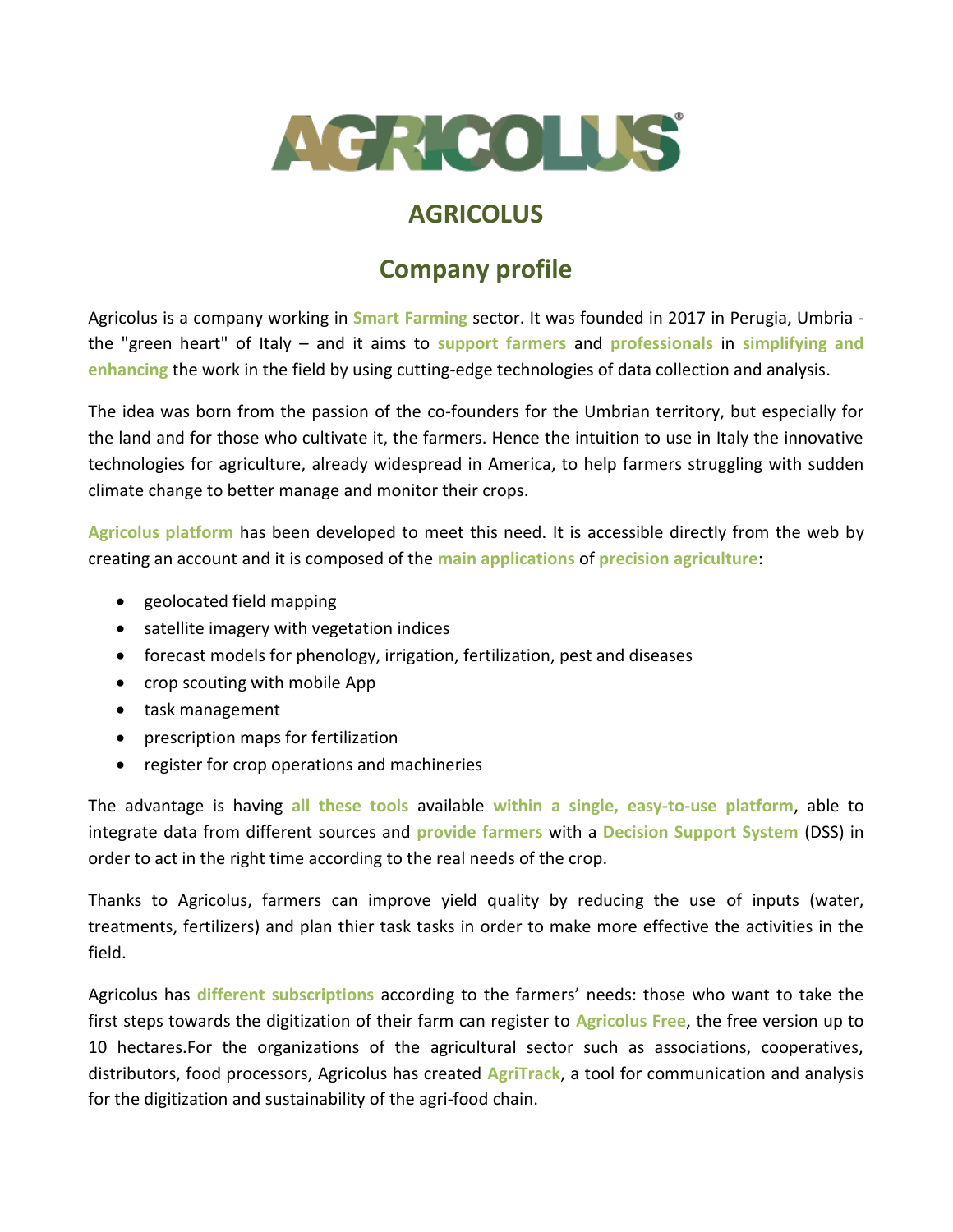# AGRICOLUS

## Company profile

Agricolus is a company working in **Smart Farming** sector. It was founded in 2017 in Perugia, Umbria - the "green heart" of Italy – and it aims to **support farmers** and **professionals** in **simplifying and enhancing** the work in the field by using cutting-edge technologies of data collection and analysis.

The idea was born from the passion of the co-founders for the Umbrian territory, but especially for the land and for those who cultivate it, the farmers. Hence the intuition to use in Italy the innovative technologies for agriculture, already widespread in America, to help farmers struggling with sudden climate change to better manage and monitor their crops.

**Agricolus platform** has been developed to meet this need. It is accessible directly from the web by creating an account and it is composed of the **main applications** of **precision agriculture**:

- geolocated field mapping
- satellite imagery with vegetation indices
- forecast models for phenology, irrigation, fertilization, pest and diseases
- crop scouting with mobile App
- task management
- prescription maps for fertilization
- register for crop operations and machineries

The advantage is having **all these tools** available **within a single, easy-to-use platform**, able to integrate data from different sources and **provide farmers** with a **Decision Support System** (DSS) in order to act in the right time according to the real needs of the crop.

Thanks to Agricolus, farmers can improve yield quality by reducing the use of inputs (water, treatments, fertilizers) and plan thier task tasks in order to make more effective the activities in the field.

Agricolus has **different subscriptions** according to the farmers' needs: those who want to take the first steps towards the digitization of their farm can register to **Agricolus Free**, the free version up to 10 hectares.For the organizations of the agricultural sector such as associations, cooperatives, distributors, food processors, Agricolus has created **AgriTrack**, a tool for communication and analysis for the digitization and sustainability of the agri-food chain.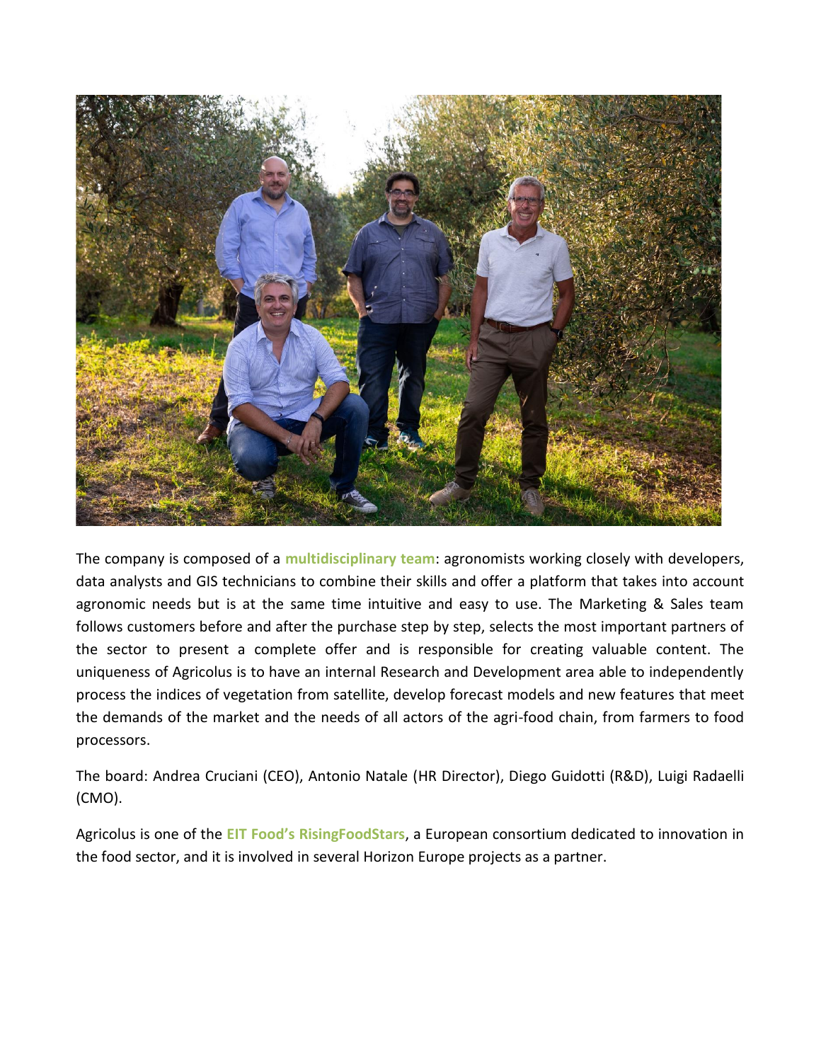The company is composed of a **multidisciplinary team**: agronomists working closely with developers, data analysts and GIS technicians to combine their skills and offer a platform that takes into account agronomic needs but is at the same time intuitive and easy to use. The Marketing & Sales team follows customers before and after the purchase step by step, selects the most important partners of the sector to present a complete offer and is responsible for creating valuable content. The uniqueness of Agricolus is to have an internal Research and Development area able to independently process the indices of vegetation from satellite, develop forecast models and new features that meet the demands of the market and the needs of all actors of the agri-food chain, from farmers to food processors.

The board: Andrea Cruciani (CEO), Antonio Natale (HR Director), Diego Guidotti (R&D), Luigi Radaelli (CMO).

Agricolus is one of the **EIT Food's RisingFoodStars**, a European consortium dedicated to innovation in the food sector, and it is involved in several Horizon Europe projects as a partner.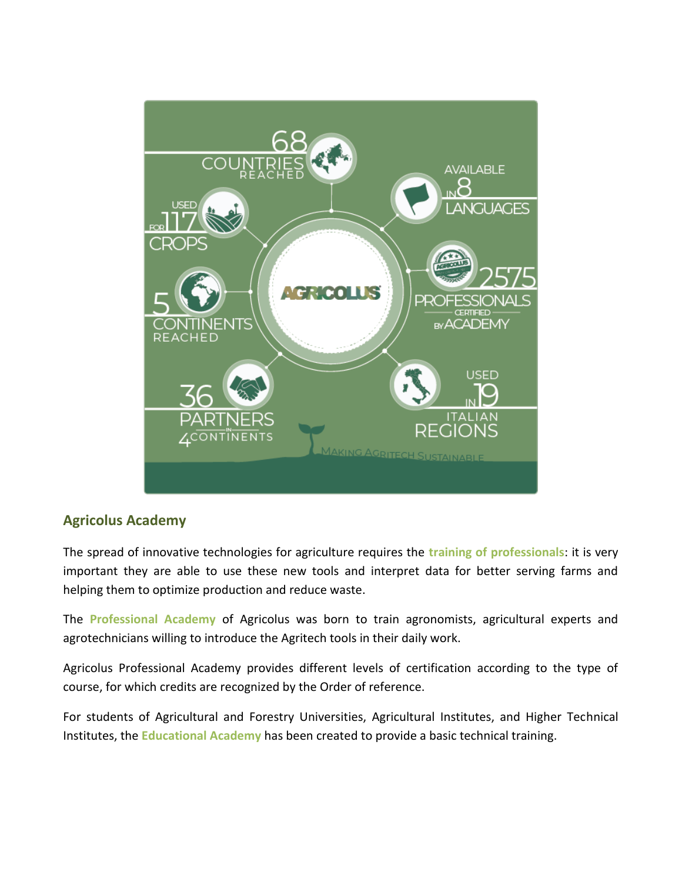68
COUNTRIES
REACHED

AVAILABLE
IN 8
LANGUAGES

USED
FOR 117
CROPS

AGRICOLUS

2575
PROFESSIONALS
CERTIFIED
BY ACADEMY

5
CONTINENTS
REACHED

36
PARTNERS
IN
4 CONTINENTS

USED
IN 19
ITALIAN
REGIONS

MAKING AGRITECH SUSTAINABLE

## Agricolus Academy

The spread of innovative technologies for agriculture requires the **training of professionals**: it is very important they are able to use these new tools and interpret data for better serving farms and helping them to optimize production and reduce waste.

The **Professional Academy** of Agricolus was born to train agronomists, agricultural experts and agrotechnicians willing to introduce the Agritech tools in their daily work.

Agricolus Professional Academy provides different levels of certification according to the type of course, for which credits are recognized by the Order of reference.

For students of Agricultural and Forestry Universities, Agricultural Institutes, and Higher Technical Institutes, the **Educational Academy** has been created to provide a basic technical training.